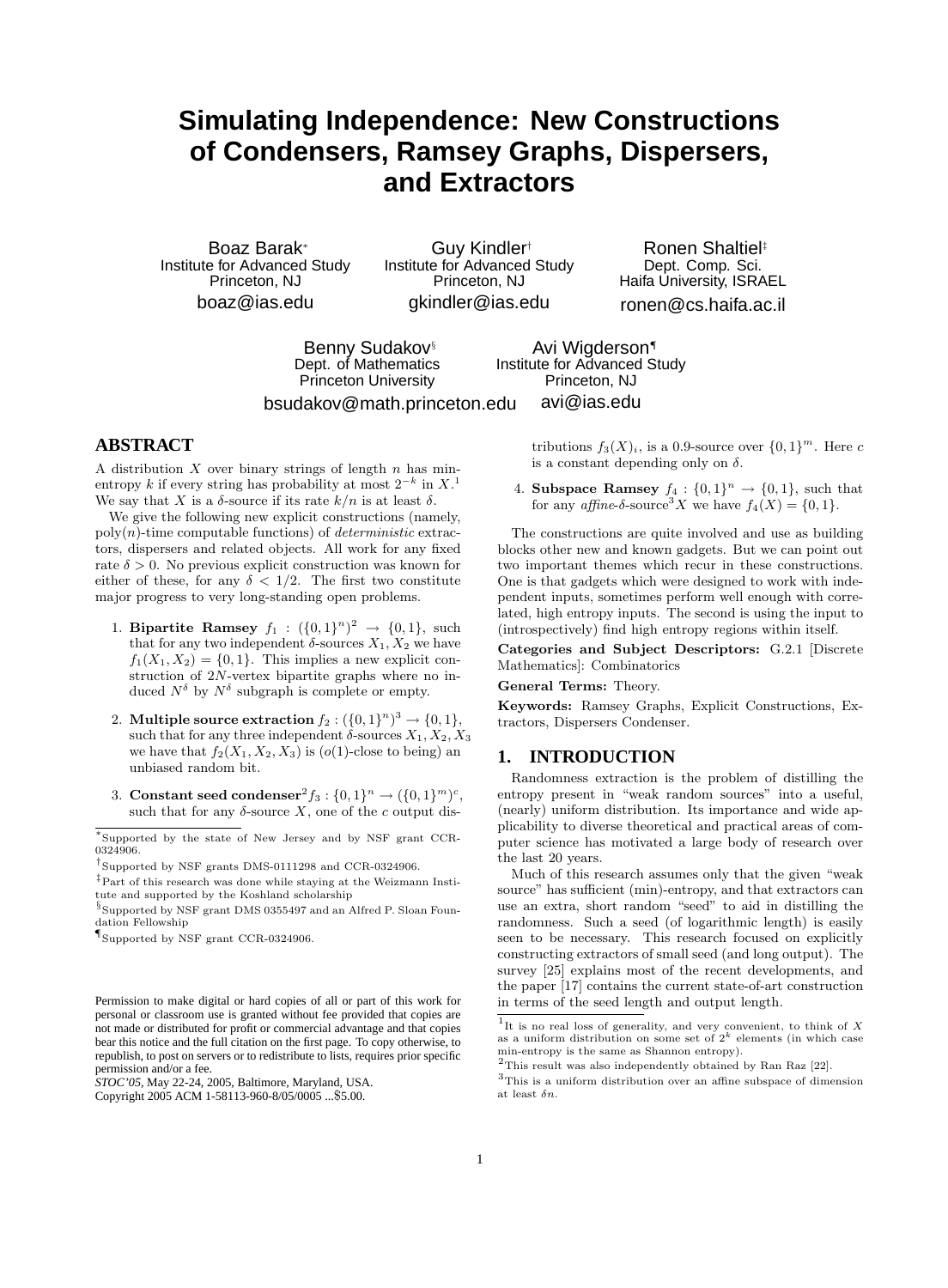# Simulating Independence: New Constructions of Condensers, Ramsey Graphs, Dispersers, and Extractors

Boaz Barak[*]
Institute for Advanced Study
Princeton, NJ
boaz@ias.edu

Guy Kindler[†]
Institute for Advanced Study
Princeton, NJ
gkindler@ias.edu

Ronen Shaltiel[‡]
Dept. Comp. Sci.
Haifa University, ISRAEL
ronen@cs.haifa.ac.il

Benny Sudakov[§]
Dept. of Mathematics
Princeton University
bsudakov@math.princeton.edu

Avi Wigderson[¶]
Institute for Advanced Study
Princeton, NJ
avi@ias.edu

## ABSTRACT

A distribution $X$ over binary strings of length $n$ has min-entropy $k$ if every string has probability at most $2^{-k}$ in $X$.[1] We say that $X$ is a $\delta$-source if its rate $k/n$ is at least $\delta$.

We give the following new explicit constructions (namely, poly($n$)-time computable functions) of *deterministic* extractors, dispersers and related objects. All work for any fixed rate $\delta > 0$. No previous explicit construction was known for either of these, for any $\delta < 1/2$. The first two constitute major progress to very long-standing open problems.

1. **Bipartite Ramsey** $f_1 : (\{0,1\}^n)^2 \to \{0,1\}$, such that for any two independent $\delta$-sources $X_1, X_2$ we have $f_1(X_1, X_2) = \{0,1\}$. This implies a new explicit construction of $2N$-vertex bipartite graphs where no induced $N^\delta$ by $N^\delta$ subgraph is complete or empty.

2. **Multiple source extraction** $f_2 : (\{0,1\}^n)^3 \to \{0,1\}$, such that for any three independent $\delta$-sources $X_1, X_2, X_3$ we have that $f_2(X_1, X_2, X_3)$ is ($o(1)$-close to being) an unbiased random bit.

3. **Constant seed condenser**[2] $f_3 : \{0,1\}^n \to (\{0,1\}^m)^c$, such that for any $\delta$-source $X$, one of the $c$ output distributions $f_3(X)_i$, is a 0.9-source over $\{0,1\}^m$. Here $c$ is a constant depending only on $\delta$.

4. **Subspace Ramsey** $f_4 : \{0,1\}^n \to \{0,1\}$, such that for any *affine*-$\delta$-source[3] $X$ we have $f_4(X) = \{0,1\}$.

The constructions are quite involved and use as building blocks other new and known gadgets. But we can point out two important themes which recur in these constructions. One is that gadgets which were designed to work with independent inputs, sometimes perform well enough with correlated, high entropy inputs. The second is using the input to (introspectively) find high entropy regions within itself.

**Categories and Subject Descriptors:** G.2.1 [Discrete Mathematics]: Combinatorics

**General Terms:** Theory.

**Keywords:** Ramsey Graphs, Explicit Constructions, Extractors, Dispersers Condenser.

## 1. INTRODUCTION

Randomness extraction is the problem of distilling the entropy present in "weak random sources" into a useful, (nearly) uniform distribution. Its importance and wide applicability to diverse theoretical and practical areas of computer science has motivated a large body of research over the last 20 years.

Much of this research assumes only that the given "weak source" has sufficient (min)-entropy, and that extractors can use an extra, short random "seed" to aid in distilling the randomness. Such a seed (of logarithmic length) is easily seen to be necessary. This research focused on explicitly constructing extractors of small seed (and long output). The survey [25] explains most of the recent developments, and the paper [17] contains the current state-of-art construction in terms of the seed length and output length.

[*]Supported by the state of New Jersey and by NSF grant CCR-0324906.

[†]Supported by NSF grants DMS-0111298 and CCR-0324906.

[‡]Part of this research was done while staying at the Weizmann Institute and supported by the Koshland scholarship

[§]Supported by NSF grant DMS 0355497 and an Alfred P. Sloan Foundation Fellowship

[¶]Supported by NSF grant CCR-0324906.

Permission to make digital or hard copies of all or part of this work for personal or classroom use is granted without fee provided that copies are not made or distributed for profit or commercial advantage and that copies bear this notice and the full citation on the first page. To copy otherwise, to republish, to post on servers or to redistribute to lists, requires prior specific permission and/or a fee.
*STOC'05,* May 22-24, 2005, Baltimore, Maryland, USA.
Copyright 2005 ACM 1-58113-960-8/05/0005 ...$5.00.

[1]It is no real loss of generality, and very convenient, to think of $X$ as a uniform distribution on some set of $2^k$ elements (in which case min-entropy is the same as Shannon entropy).

[2]This result was also independently obtained by Ran Raz [22].

[3]This is a uniform distribution over an affine subspace of dimension at least $\delta n$.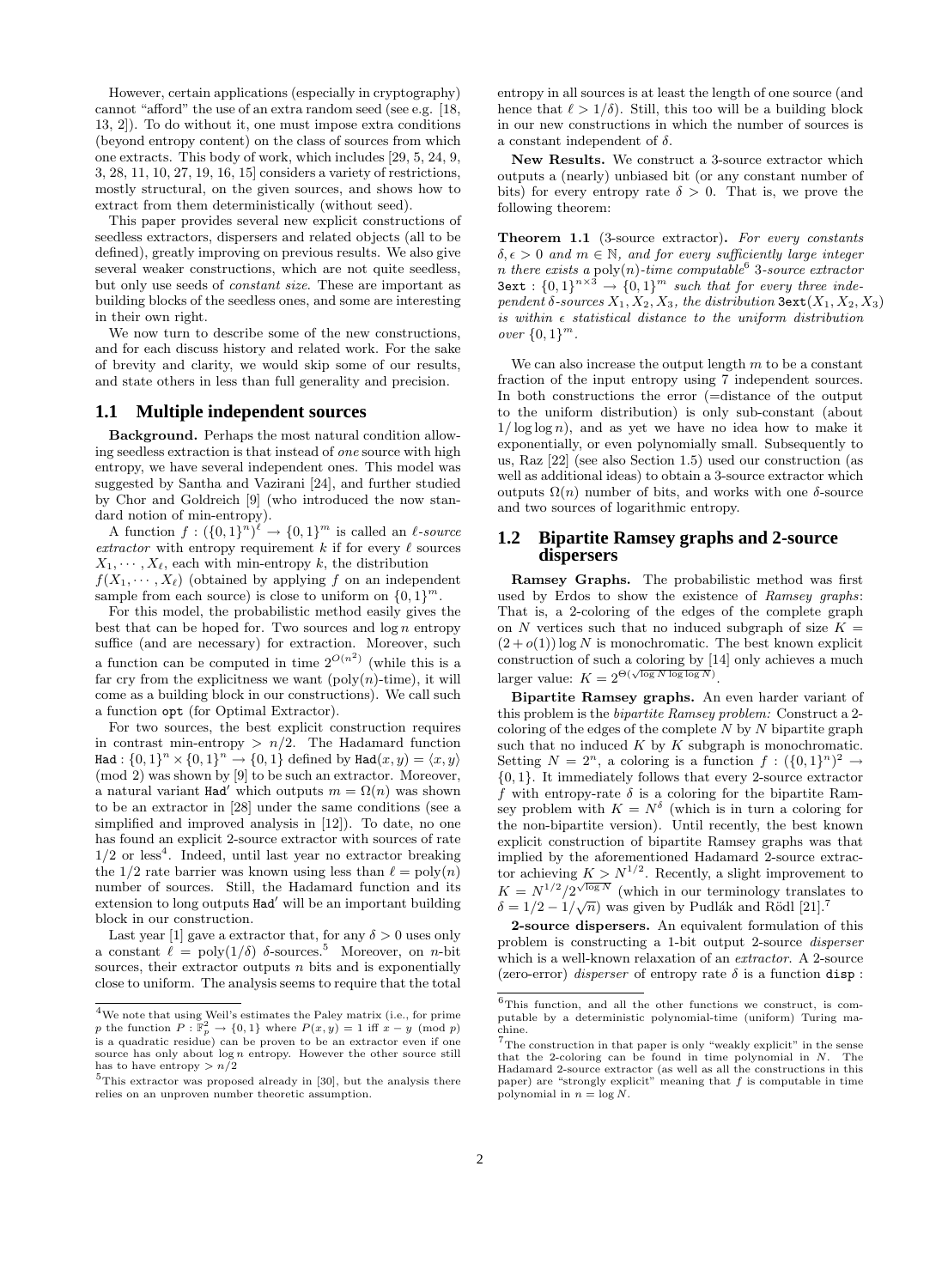However, certain applications (especially in cryptography) cannot "afford" the use of an extra random seed (see e.g. [18, 13, 2]). To do without it, one must impose extra conditions (beyond entropy content) on the class of sources from which one extracts. This body of work, which includes [29, 5, 24, 9, 3, 28, 11, 10, 27, 19, 16, 15] considers a variety of restrictions, mostly structural, on the given sources, and shows how to extract from them deterministically (without seed).

This paper provides several new explicit constructions of seedless extractors, dispersers and related objects (all to be defined), greatly improving on previous results. We also give several weaker constructions, which are not quite seedless, but only use seeds of *constant size*. These are important as building blocks of the seedless ones, and some are interesting in their own right.

We now turn to describe some of the new constructions, and for each discuss history and related work. For the sake of brevity and clarity, we would skip some of our results, and state others in less than full generality and precision.

## 1.1 Multiple independent sources

**Background.** Perhaps the most natural condition allowing seedless extraction is that instead of *one* source with high entropy, we have several independent ones. This model was suggested by Santha and Vazirani [24], and further studied by Chor and Goldreich [9] (who introduced the now standard notion of min-entropy).

A function $f : (\{0,1\}^n)^\ell \to \{0,1\}^m$ is called an *$\ell$-source extractor* with entropy requirement $k$ if for every $\ell$ sources $X_1, \cdots, X_\ell$, each with min-entropy $k$, the distribution $f(X_1, \cdots, X_\ell)$ (obtained by applying $f$ on an independent sample from each source) is close to uniform on $\{0,1\}^m$.

For this model, the probabilistic method easily gives the best that can be hoped for. Two sources and $\log n$ entropy suffice (and are necessary) for extraction. Moreover, such a function can be computed in time $2^{O(n^2)}$ (while this is a far cry from the explicitness we want ($\mathrm{poly}(n)$-time), it will come as a building block in our constructions). We call such a function `opt` (for Optimal Extractor).

For two sources, the best explicit construction requires in contrast min-entropy $> n/2$. The Hadamard function $\mathtt{Had} : \{0,1\}^n \times \{0,1\}^n \to \{0,1\}$ defined by $\mathtt{Had}(x,y) = \langle x, y \rangle$ (mod 2) was shown by [9] to be such an extractor. Moreover, a natural variant $\mathtt{Had}'$ which outputs $m = \Omega(n)$ was shown to be an extractor in [28] under the same conditions (see a simplified and improved analysis in [12]). To date, no one has found an explicit 2-source extractor with sources of rate $1/2$ or less[4]. Indeed, until last year no extractor breaking the $1/2$ rate barrier was known using less than $\ell = \mathrm{poly}(n)$ number of sources. Still, the Hadamard function and its extension to long outputs $\mathtt{Had}'$ will be an important building block in our construction.

Last year [1] gave a extractor that, for any $\delta > 0$ uses only a constant $\ell = \mathrm{poly}(1/\delta)$ $\delta$-sources.[5] Moreover, on $n$-bit sources, their extractor outputs $n$ bits and is exponentially close to uniform. The analysis seems to require that the total entropy in all sources is at least the length of one source (and hence that $\ell > 1/\delta$). Still, this too will be a building block in our new constructions in which the number of sources is a constant independent of $\delta$.

**New Results.** We construct a 3-source extractor which outputs a (nearly) unbiased bit (or any constant number of bits) for every entropy rate $\delta > 0$. That is, we prove the following theorem:

**Theorem 1.1** (3-source extractor)**.** *For every constants $\delta, \epsilon > 0$ and $m \in \mathbb{N}$, and for every sufficiently large integer $n$ there exists a $\mathrm{poly}(n)$-time computable[6] 3-source extractor $\mathtt{3ext} : \{0,1\}^{n\times 3} \to \{0,1\}^m$ such that for every three independent $\delta$-sources $X_1, X_2, X_3$, the distribution $\mathtt{3ext}(X_1, X_2, X_3)$ is within $\epsilon$ statistical distance to the uniform distribution over $\{0,1\}^m$.*

We can also increase the output length $m$ to be a constant fraction of the input entropy using 7 independent sources. In both constructions the error (=distance of the output to the uniform distribution) is only sub-constant (about $1/\log\log n$), and as yet we have no idea how to make it exponentially, or even polynomially small. Subsequently to us, Raz [22] (see also Section 1.5) used our construction (as well as additional ideas) to obtain a 3-source extractor which outputs $\Omega(n)$ number of bits, and works with one $\delta$-source and two sources of logarithmic entropy.

## 1.2 Bipartite Ramsey graphs and 2-source dispersers

**Ramsey Graphs.** The probabilistic method was first used by Erdos to show the existence of *Ramsey graphs*: That is, a 2-coloring of the edges of the complete graph on $N$ vertices such that no induced subgraph of size $K = (2 + o(1)) \log N$ is monochromatic. The best known explicit construction of such a coloring by [14] only achieves a much larger value: $K = 2^{\Theta(\sqrt{\log N \log\log N})}$.

**Bipartite Ramsey graphs.** An even harder variant of this problem is the *bipartite Ramsey problem:* Construct a 2-coloring of the edges of the complete $N$ by $N$ bipartite graph such that no induced $K$ by $K$ subgraph is monochromatic. Setting $N = 2^n$, a coloring is a function $f : (\{0,1\}^n)^2 \to \{0,1\}$. It immediately follows that every 2-source extractor $f$ with entropy-rate $\delta$ is a coloring for the bipartite Ramsey problem with $K = N^\delta$ (which is in turn a coloring for the non-bipartite version). Until recently, the best known explicit construction of bipartite Ramsey graphs was that implied by the aforementioned Hadamard 2-source extractor achieving $K > N^{1/2}$. Recently, a slight improvement to $K = N^{1/2}/2^{\sqrt{\log N}}$ (which in our terminology translates to $\delta = 1/2 - 1/\sqrt{n}$) was given by Pudlák and Rödl [21].[7]

**2-source dispersers.** An equivalent formulation of this problem is constructing a 1-bit output 2-source *disperser* which is a well-known relaxation of an *extractor*. A 2-source (zero-error) *disperser* of entropy rate $\delta$ is a function `disp` :

---

[4] We note that using Weil's estimates the Paley matrix (i.e., for prime $p$ the function $P : \mathbb{F}_p^2 \to \{0,1\}$ where $P(x,y) = 1$ iff $x - y \pmod p$ is a quadratic residue) can be proven to be an extractor even if one source has only about $\log n$ entropy. However the other source still has to have entropy $> n/2$

[5] This extractor was proposed already in [30], but the analysis there relies on an unproven number theoretic assumption.

[6] This function, and all the other functions we construct, is computable by a deterministic polynomial-time (uniform) Turing machine.

[7] The construction in that paper is only "weakly explicit" in the sense that the 2-coloring can be found in time polynomial in $N$. The Hadamard 2-source extractor (as well as all the constructions in this paper) are "strongly explicit" meaning that $f$ is computable in time polynomial in $n = \log N$.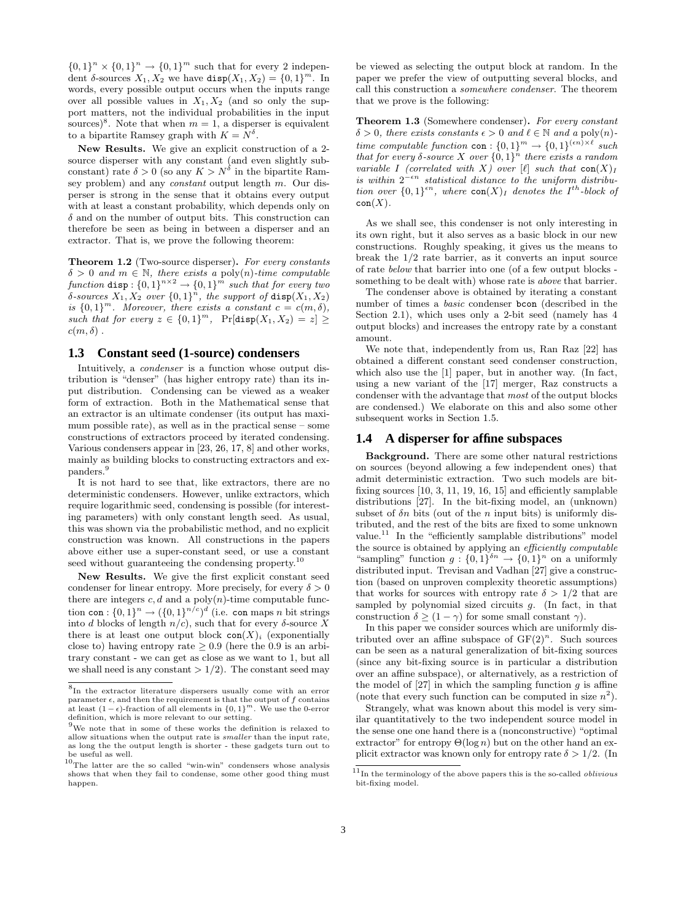$\{0,1\}^n \times \{0,1\}^n \to \{0,1\}^m$ such that for every 2 independent $\delta$-sources $X_1, X_2$ we have $\mathtt{disp}(X_1, X_2) = \{0,1\}^m$. In words, every possible output occurs when the inputs range over all possible values in $X_1, X_2$ (and so only the support matters, not the individual probabilities in the input sources)[8]. Note that when $m = 1$, a disperser is equivalent to a bipartite Ramsey graph with $K = N^\delta$.

**New Results.** We give an explicit construction of a 2-source disperser with any constant (and even slightly subconstant) rate $\delta > 0$ (so any $K > N^\delta$ in the bipartite Ramsey problem) and any *constant* output length $m$. Our disperser is strong in the sense that it obtains every output with at least a constant probability, which depends only on $\delta$ and on the number of output bits. This construction can therefore be seen as being in between a disperser and an extractor. That is, we prove the following theorem:

**Theorem 1.2** (Two-source disperser)**.** *For every constants $\delta > 0$ and $m \in \mathbb{N}$, there exists a $\mathrm{poly}(n)$-time computable function $\mathtt{disp} : \{0,1\}^{n \times 2} \to \{0,1\}^m$ such that for every two $\delta$-sources $X_1, X_2$ over $\{0,1\}^n$, the support of $\mathtt{disp}(X_1, X_2)$ is $\{0,1\}^m$. Moreover, there exists a constant $c = c(m, \delta)$, such that for every $z \in \{0,1\}^m$, $\Pr[\mathtt{disp}(X_1, X_2) = z] \geq c(m, \delta)$ .*

## 1.3 Constant seed (1-source) condensers

Intuitively, a *condenser* is a function whose output distribution is "denser" (has higher entropy rate) than its input distribution. Condensing can be viewed as a weaker form of extraction. Both in the Mathematical sense that an extractor is an ultimate condenser (its output has maximum possible rate), as well as in the practical sense – some constructions of extractors proceed by iterated condensing. Various condensers appear in [23, 26, 17, 8] and other works, mainly as building blocks to constructing extractors and expanders.[9]

It is not hard to see that, like extractors, there are no deterministic condensers. However, unlike extractors, which require logarithmic seed, condensing is possible (for interesting parameters) with only constant length seed. As usual, this was shown via the probabilistic method, and no explicit construction was known. All constructions in the papers above either use a super-constant seed, or use a constant seed without guaranteeing the condensing property.[10]

**New Results.** We give the first explicit constant seed condenser for linear entropy. More precisely, for every $\delta > 0$ there are integers $c, d$ and a $\mathrm{poly}(n)$-time computable function $\mathtt{con} : \{0,1\}^n \to (\{0,1\}^{n/c})^d$ (i.e. $\mathtt{con}$ maps $n$ bit strings into $d$ blocks of length $n/c$), such that for every $\delta$-source $X$ there is at least one output block $\mathtt{con}(X)_i$ (exponentially close to) having entropy rate $\geq 0.9$ (here the 0.9 is an arbitrary constant - we can get as close as we want to 1, but all we shall need is any constant $> 1/2$). The constant seed may be viewed as selecting the output block at random. In the paper we prefer the view of outputting several blocks, and call this construction a *somewhere condenser*. The theorem that we prove is the following:

**Theorem 1.3** (Somewhere condenser)**.** *For every constant $\delta > 0$, there exists constants $\epsilon > 0$ and $\ell \in \mathbb{N}$ and a $\mathrm{poly}(n)$-time computable function $\mathtt{con} : \{0,1\}^m \to \{0,1\}^{(\epsilon n) \times \ell}$ such that for every $\delta$-source $X$ over $\{0,1\}^n$ there exists a random variable $I$ (correlated with $X$) over $[\ell]$ such that $\mathtt{con}(X)_I$ is within $2^{-\epsilon n}$ statistical distance to the uniform distribution over $\{0,1\}^{\epsilon n}$, where $\mathtt{con}(X)_I$ denotes the $I^{th}$-block of $\mathtt{con}(X)$.*

As we shall see, this condenser is not only interesting in its own right, but it also serves as a basic block in our new constructions. Roughly speaking, it gives us the means to break the $1/2$ rate barrier, as it converts an input source of rate *below* that barrier into one (of a few output blocks - something to be dealt with) whose rate is *above* that barrier.

The condenser above is obtained by iterating a constant number of times a *basic* condenser $\mathtt{bcon}$ (described in the Section 2.1), which uses only a 2-bit seed (namely has 4 output blocks) and increases the entropy rate by a constant amount.

We note that, independently from us, Ran Raz [22] has obtained a different constant seed condenser construction, which also use the [1] paper, but in another way. (In fact, using a new variant of the [17] merger, Raz constructs a condenser with the advantage that *most* of the output blocks are condensed.) We elaborate on this and also some other subsequent works in Section 1.5.

## 1.4 A disperser for affine subspaces

**Background.** There are some other natural restrictions on sources (beyond allowing a few independent ones) that admit deterministic extraction. Two such models are bit-fixing sources [10, 3, 11, 19, 16, 15] and efficiently samplable distributions [27]. In the bit-fixing model, an (unknown) subset of $\delta n$ bits (out of the $n$ input bits) is uniformly distributed, and the rest of the bits are fixed to some unknown value.[11] In the "efficiently samplable distributions" model the source is obtained by applying an *efficiently computable* "sampling" function $g : \{0,1\}^{\delta n} \to \{0,1\}^n$ on a uniformly distributed input. Trevisan and Vadhan [27] give a construction (based on unproven complexity theoretic assumptions) that works for sources with entropy rate $\delta > 1/2$ that are sampled by polynomial sized circuits $g$. (In fact, in that construction $\delta \geq (1 - \gamma)$ for some small constant $\gamma$).

In this paper we consider sources which are uniformly distributed over an affine subspace of $\mathrm{GF}(2)^n$. Such sources can be seen as a natural generalization of bit-fixing sources (since any bit-fixing source is in particular a distribution over an affine subspace), or alternatively, as a restriction of the model of [27] in which the sampling function $g$ is affine (note that every such function can be computed in size $n^2$).

Strangely, what was known about this model is very similar quantitatively to the two independent source model in the sense one one hand there is a (nonconstructive) "optimal extractor" for entropy $\Theta(\log n)$ but on the other hand an explicit extractor was known only for entropy rate $\delta > 1/2$. (In

---

[8] In the extractor literature dispersers usually come with an error parameter $\epsilon$, and then the requirement is that the output of $f$ contains at least $(1-\epsilon)$-fraction of all elements in $\{0,1\}^m$. We use the 0-error definition, which is more relevant to our setting.

[9] We note that in some of these works the definition is relaxed to allow situations when the output rate is *smaller* than the input rate, as long the the output length is shorter - these gadgets turn out to be useful as well.

[10] The latter are the so called "win-win" condensers whose analysis shows that when they fail to condense, some other good thing must happen.

[11] In the terminology of the above papers this is the so-called *oblivious* bit-fixing model.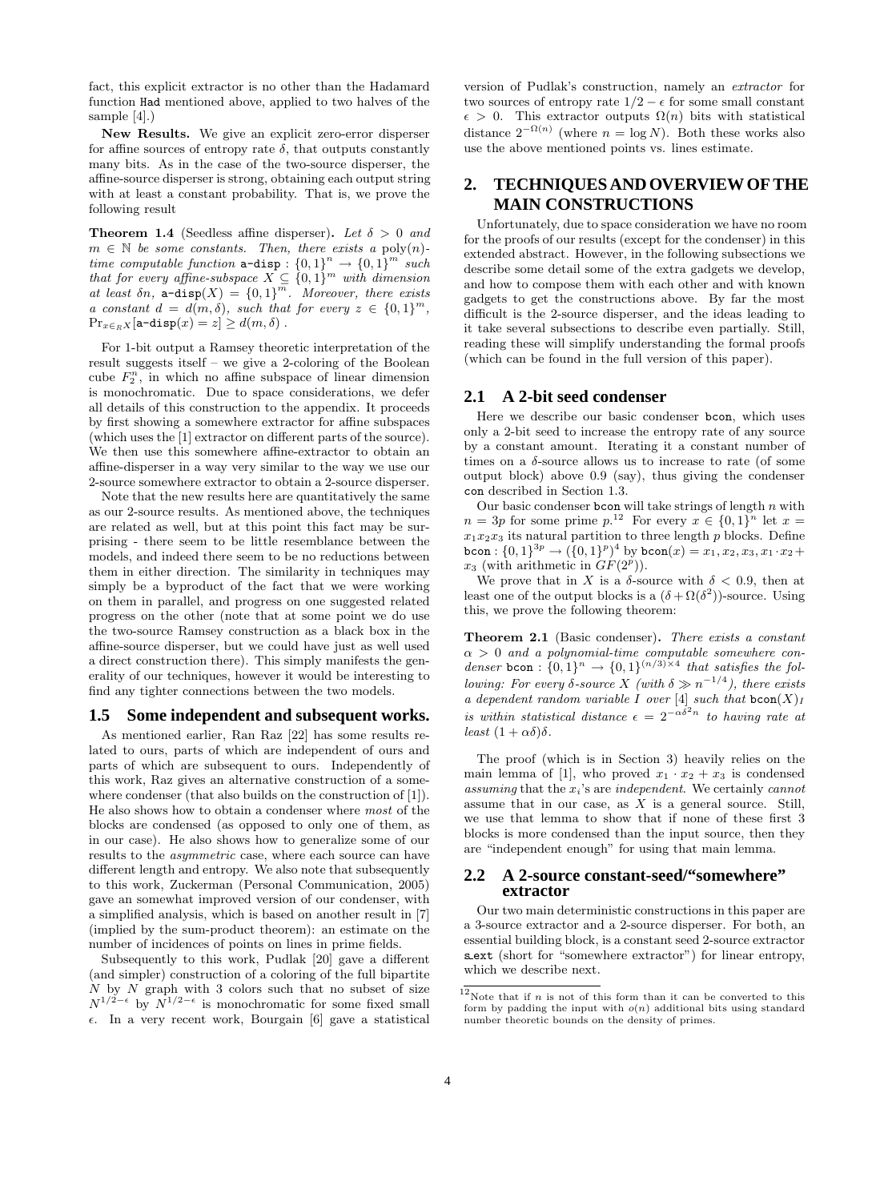fact, this explicit extractor is no other than the Hadamard function Had mentioned above, applied to two halves of the sample [4].)

**New Results.** We give an explicit zero-error disperser for affine sources of entropy rate $\delta$, that outputs constantly many bits. As in the case of the two-source disperser, the affine-source disperser is strong, obtaining each output string with at least a constant probability. That is, we prove the following result

**Theorem 1.4** (Seedless affine disperser)**.** *Let $\delta > 0$ and $m \in \mathbb{N}$ be some constants. Then, there exists a* poly$(n)$*-time computable function* $\texttt{a-disp} : \{0,1\}^n \to \{0,1\}^m$ *such that for every affine-subspace $X \subseteq \{0,1\}^m$ with dimension at least $\delta n$,* $\texttt{a-disp}(X) = \{0,1\}^m$*. Moreover, there exists a constant $d = d(m,\delta)$, such that for every $z \in \{0,1\}^m$,* $\Pr_{x \in_R X}[\texttt{a-disp}(x) = z] \geq d(m,\delta)$ *.*

For 1-bit output a Ramsey theoretic interpretation of the result suggests itself – we give a 2-coloring of the Boolean cube $F_2^n$, in which no affine subspace of linear dimension is monochromatic. Due to space considerations, we defer all details of this construction to the appendix. It proceeds by first showing a somewhere extractor for affine subspaces (which uses the [1] extractor on different parts of the source). We then use this somewhere affine-extractor to obtain an affine-disperser in a way very similar to the way we use our 2-source somewhere extractor to obtain a 2-source disperser.

Note that the new results here are quantitatively the same as our 2-source results. As mentioned above, the techniques are related as well, but at this point this fact may be surprising - there seem to be little resemblance between the models, and indeed there seem to be no reductions between them in either direction. The similarity in techniques may simply be a byproduct of the fact that we were working on them in parallel, and progress on one suggested related progress on the other (note that at some point we do use the two-source Ramsey construction as a black box in the affine-source disperser, but we could have just as well used a direct construction there). This simply manifests the generality of our techniques, however it would be interesting to find any tighter connections between the two models.

### 1.5 Some independent and subsequent works.

As mentioned earlier, Ran Raz [22] has some results related to ours, parts of which are independent of ours and parts of which are subsequent to ours. Independently of this work, Raz gives an alternative construction of a somewhere condenser (that also builds on the construction of [1]). He also shows how to obtain a condenser where *most* of the blocks are condensed (as opposed to only one of them, as in our case). He also shows how to generalize some of our results to the *asymmetric* case, where each source can have different length and entropy. We also note that subsequently to this work, Zuckerman (Personal Communication, 2005) gave an somewhat improved version of our condenser, with a simplified analysis, which is based on another result in [7] (implied by the sum-product theorem): an estimate on the number of incidences of points on lines in prime fields.

Subsequently to this work, Pudlak [20] gave a different (and simpler) construction of a coloring of the full bipartite $N$ by $N$ graph with 3 colors such that no subset of size $N^{1/2-\epsilon}$ by $N^{1/2-\epsilon}$ is monochromatic for some fixed small $\epsilon$. In a very recent work, Bourgain [6] gave a statistical version of Pudlak's construction, namely an *extractor* for two sources of entropy rate $1/2 - \epsilon$ for some small constant $\epsilon > 0$. This extractor outputs $\Omega(n)$ bits with statistical distance $2^{-\Omega(n)}$ (where $n = \log N$). Both these works also use the above mentioned points vs. lines estimate.

## 2. TECHNIQUES AND OVERVIEW OF THE MAIN CONSTRUCTIONS

Unfortunately, due to space consideration we have no room for the proofs of our results (except for the condenser) in this extended abstract. However, in the following subsections we describe some detail some of the extra gadgets we develop, and how to compose them with each other and with known gadgets to get the constructions above. By far the most difficult is the 2-source disperser, and the ideas leading to it take several subsections to describe even partially. Still, reading these will simplify understanding the formal proofs (which can be found in the full version of this paper).

### 2.1 A 2-bit seed condenser

Here we describe our basic condenser bcon, which uses only a 2-bit seed to increase the entropy rate of any source by a constant amount. Iterating it a constant number of times on a $\delta$-source allows us to increase to rate (of some output block) above 0.9 (say), thus giving the condenser con described in Section 1.3.

Our basic condenser bcon will take strings of length $n$ with $n = 3p$ for some prime $p$.[12] For every $x \in \{0,1\}^n$ let $x = x_1x_2x_3$ its natural partition to three length $p$ blocks. Define $\texttt{bcon} : \{0,1\}^{3p} \to (\{0,1\}^p)^4$ by $\texttt{bcon}(x) = x_1, x_2, x_3, x_1 \cdot x_2 + x_3$ (with arithmetic in $GF(2^p)$).

We prove that in $X$ is a $\delta$-source with $\delta < 0.9$, then at least one of the output blocks is a $(\delta + \Omega(\delta^2))$-source. Using this, we prove the following theorem:

**Theorem 2.1** (Basic condenser)**.** *There exists a constant $\alpha > 0$ and a polynomial-time computable somewhere condenser* $\texttt{bcon} : \{0,1\}^n \to \{0,1\}^{(n/3)\times 4}$ *that satisfies the following: For every $\delta$-source $X$ (with $\delta \gg n^{-1/4}$), there exists a dependent random variable $I$ over $[4]$ such that $\texttt{bcon}(X)_I$ is within statistical distance $\epsilon = 2^{-\alpha\delta^2 n}$ to having rate at least $(1+\alpha\delta)\delta$.*

The proof (which is in Section 3) heavily relies on the main lemma of [1], who proved $x_1 \cdot x_2 + x_3$ is condensed *assuming* that the $x_i$'s are *independent*. We certainly *cannot* assume that in our case, as $X$ is a general source. Still, we use that lemma to show that if none of these first 3 blocks is more condensed than the input source, then they are "independent enough" for using that main lemma.

### 2.2 A 2-source constant-seed/"somewhere" extractor

Our two main deterministic constructions in this paper are a 3-source extractor and a 2-source disperser. For both, an essential building block, is a constant seed 2-source extractor s_ext (short for "somewhere extractor") for linear entropy, which we describe next.

[12] Note that if $n$ is not of this form than it can be converted to this form by padding the input with $o(n)$ additional bits using standard number theoretic bounds on the density of primes.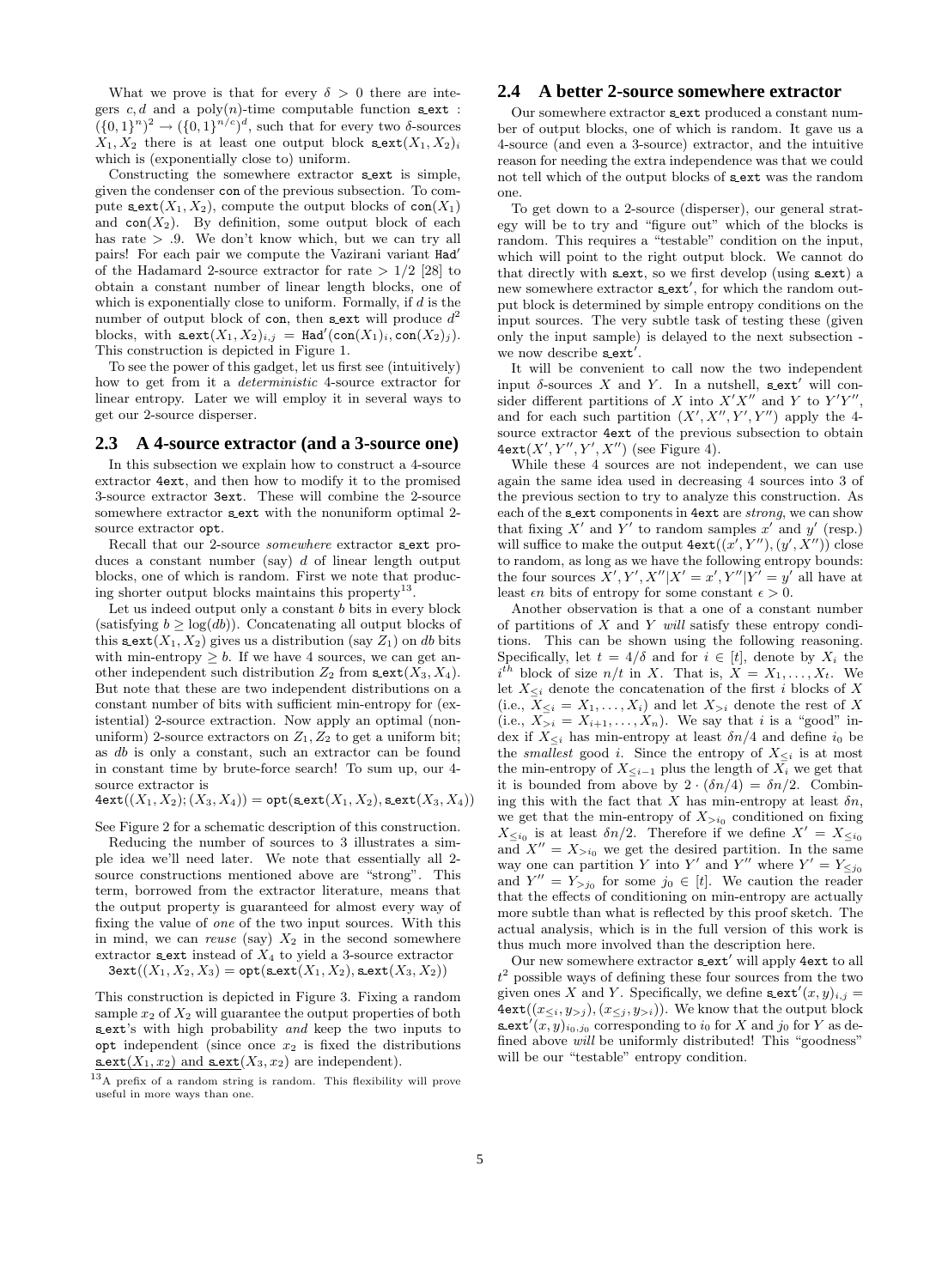What we prove is that for every $\delta > 0$ there are integers $c, d$ and a poly$(n)$-time computable function $\mathtt{s\_ext} : (\{0,1\}^n)^2 \to (\{0,1\}^{n/c})^d$, such that for every two $\delta$-sources $X_1, X_2$ there is at least one output block $\mathtt{s\_ext}(X_1, X_2)_i$ which is (exponentially close to) uniform.

Constructing the somewhere extractor s_ext is simple, given the condenser con of the previous subsection. To compute $\mathtt{s\_ext}(X_1, X_2)$, compute the output blocks of $\mathtt{con}(X_1)$ and $\mathtt{con}(X_2)$. By definition, some output block of each has rate $> .9$. We don't know which, but we can try all pairs! For each pair we compute the Vazirani variant $\mathtt{Had}'$ of the Hadamard 2-source extractor for rate $> 1/2$ [28] to obtain a constant number of linear length blocks, one of which is exponentially close to uniform. Formally, if $d$ is the number of output block of con, then s_ext will produce $d^2$ blocks, with $\mathtt{s\_ext}(X_1, X_2)_{i,j} = \mathtt{Had}'(\mathtt{con}(X_1)_i, \mathtt{con}(X_2)_j)$. This construction is depicted in Figure 1.

To see the power of this gadget, let us first see (intuitively) how to get from it a *deterministic* 4-source extractor for linear entropy. Later we will employ it in several ways to get our 2-source disperser.

## 2.3 A 4-source extractor (and a 3-source one)

In this subsection we explain how to construct a 4-source extractor 4ext, and then how to modify it to the promised 3-source extractor 3ext. These will combine the 2-source somewhere extractor s_ext with the nonuniform optimal 2-source extractor opt.

Recall that our 2-source *somewhere* extractor s_ext produces a constant number (say) $d$ of linear length output blocks, one of which is random. First we note that producing shorter output blocks maintains this property[13].

Let us indeed output only a constant $b$ bits in every block (satisfying $b \geq \log(db)$). Concatenating all output blocks of this $\mathtt{s\_ext}(X_1, X_2)$ gives us a distribution (say $Z_1$) on $db$ bits with min-entropy $\geq b$. If we have 4 sources, we can get another independent such distribution $Z_2$ from $\mathtt{s\_ext}(X_3, X_4)$. But note that these are two independent distributions on a constant number of bits with sufficient min-entropy for (existential) 2-source extraction. Now apply an optimal (non-uniform) 2-source extractors on $Z_1, Z_2$ to get a uniform bit; as $db$ is only a constant, such an extractor can be found in constant time by brute-force search! To sum up, our 4-source extractor is

$$\mathtt{4ext}((X_1, X_2); (X_3, X_4)) = \mathtt{opt}(\mathtt{s\_ext}(X_1, X_2), \mathtt{s\_ext}(X_3, X_4))$$

See Figure 2 for a schematic description of this construction.

Reducing the number of sources to 3 illustrates a simple idea we'll need later. We note that essentially all 2-source constructions mentioned above are "strong". This term, borrowed from the extractor literature, means that the output property is guaranteed for almost every way of fixing the value of *one* of the two input sources. With this in mind, we can *reuse* (say) $X_2$ in the second somewhere extractor s_ext instead of $X_4$ to yield a 3-source extractor

$$\mathtt{3ext}((X_1, X_2, X_3) = \mathtt{opt}(\mathtt{s\_ext}(X_1, X_2), \mathtt{s\_ext}(X_3, X_2))$$

This construction is depicted in Figure 3. Fixing a random sample $x_2$ of $X_2$ will guarantee the output properties of both s_ext's with high probability *and* keep the two inputs to opt independent (since once $x_2$ is fixed the distributions $\mathtt{s\_ext}(X_1, x_2)$ and $\mathtt{s\_ext}(X_3, x_2)$ are independent).

[13] A prefix of a random string is random. This flexibility will prove useful in more ways than one.

## 2.4 A better 2-source somewhere extractor

Our somewhere extractor s_ext produced a constant number of output blocks, one of which is random. It gave us a 4-source (and even a 3-source) extractor, and the intuitive reason for needing the extra independence was that we could not tell which of the output blocks of s_ext was the random one.

To get down to a 2-source (disperser), our general strategy will be to try and "figure out" which of the blocks is random. This requires a "testable" condition on the input, which will point to the right output block. We cannot do that directly with s_ext, so we first develop (using s_ext) a new somewhere extractor $\mathtt{s\_ext}'$, for which the random output block is determined by simple entropy conditions on the input sources. The very subtle task of testing these (given only the input sample) is delayed to the next subsection - we now describe $\mathtt{s\_ext}'$.

It will be convenient to call now the two independent input $\delta$-sources $X$ and $Y$. In a nutshell, $\mathtt{s\_ext}'$ will consider different partitions of $X$ into $X'X''$ and $Y$ to $Y'Y''$, and for each such partition $(X', X'', Y', Y'')$ apply the 4-source extractor 4ext of the previous subsection to obtain $\mathtt{4ext}(X', Y'', Y', X'')$ (see Figure 4).

While these 4 sources are not independent, we can use again the same idea used in decreasing 4 sources into 3 of the previous section to try to analyze this construction. As each of the s_ext components in 4ext are *strong*, we can show that fixing $X'$ and $Y'$ to random samples $x'$ and $y'$ (resp.) will suffice to make the output $\mathtt{4ext}((x', Y''), (y', X''))$ close to random, as long as we have the following entropy bounds: the four sources $X', Y', X''|X' = x', Y''|Y' = y'$ all have at least $\epsilon n$ bits of entropy for some constant $\epsilon > 0$.

Another observation is that a one of a constant number of partitions of $X$ and $Y$ *will* satisfy these entropy conditions. This can be shown using the following reasoning. Specifically, let $t = 4/\delta$ and for $i \in [t]$, denote by $X_i$ the $i^{th}$ block of size $n/t$ in $X$. That is, $X = X_1, \ldots, X_t$. We let $X_{\leq i}$ denote the concatenation of the first $i$ blocks of $X$ (i.e., $X_{\leq i} = X_1, \ldots, X_i$) and let $X_{>i}$ denote the rest of $X$ (i.e., $X_{>i} = X_{i+1}, \ldots, X_n$). We say that $i$ is a "good" index if $X_{\leq i}$ has min-entropy at least $\delta n/4$ and define $i_0$ be the *smallest* good $i$. Since the entropy of $X_{\leq i}$ is at most the min-entropy of $X_{\leq i-1}$ plus the length of $X_i$ we get that it is bounded from above by $2 \cdot (\delta n/4) = \delta n/2$. Combining this with the fact that $X$ has min-entropy at least $\delta n$, we get that the min-entropy of $X_{>i_0}$ conditioned on fixing $X_{\leq i_0}$ is at least $\delta n/2$. Therefore if we define $X' = X_{\leq i_0}$ and $X'' = X_{>i_0}$ we get the desired partition. In the same way one can partition $Y$ into $Y'$ and $Y''$ where $Y' = Y_{\leq j_0}$ and $Y'' = Y_{>j_0}$ for some $j_0 \in [t]$. We caution the reader that the effects of conditioning on min-entropy are actually more subtle than what is reflected by this proof sketch. The actual analysis, which is in the full version of this work is thus much more involved than the description here.

Our new somewhere extractor $\mathtt{s\_ext}'$ will apply 4ext to all $t^2$ possible ways of defining these four sources from the two given ones $X$ and $Y$. Specifically, we define $\mathtt{s\_ext}'(x, y)_{i,j} = \mathtt{4ext}((x_{\leq i}, y_{>j}), (x_{\leq j}, y_{>i}))$. We know that the output block $\mathtt{s\_ext}'(x, y)_{i_0, j_0}$ corresponding to $i_0$ for $X$ and $j_0$ for $Y$ as defined above *will* be uniformly distributed! This "goodness" will be our "testable" entropy condition.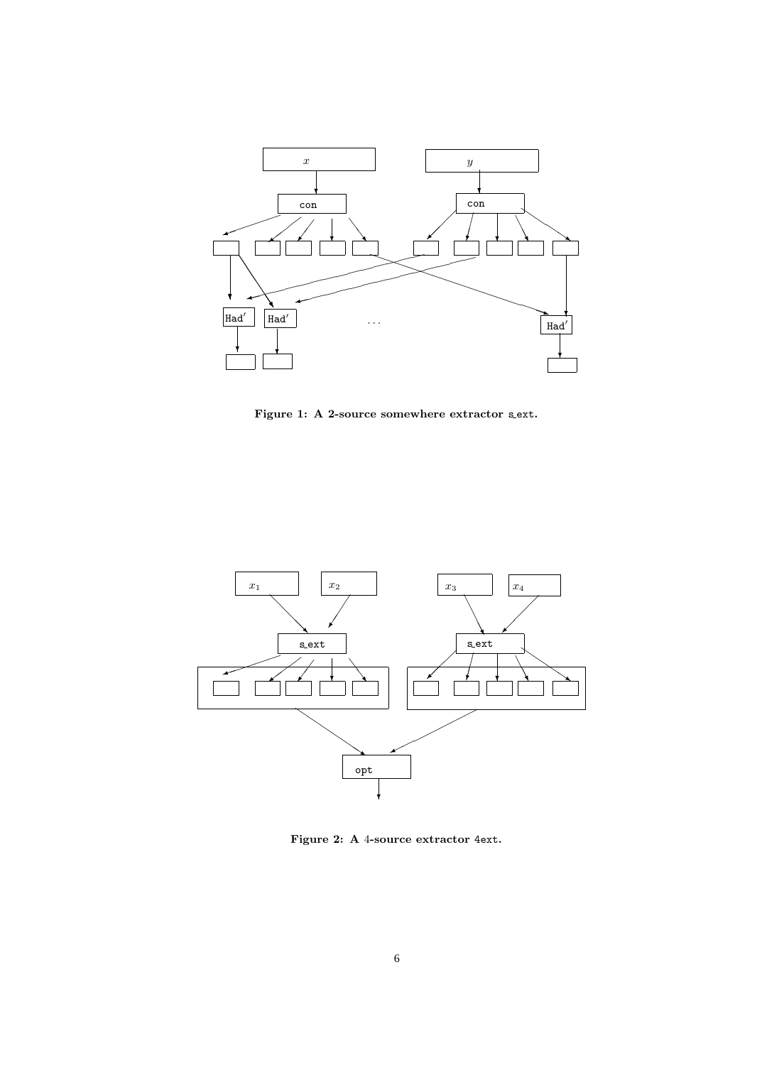**Figure 1: A 2-source somewhere extractor s_ext.**

**Figure 2: A 4-source extractor 4ext.**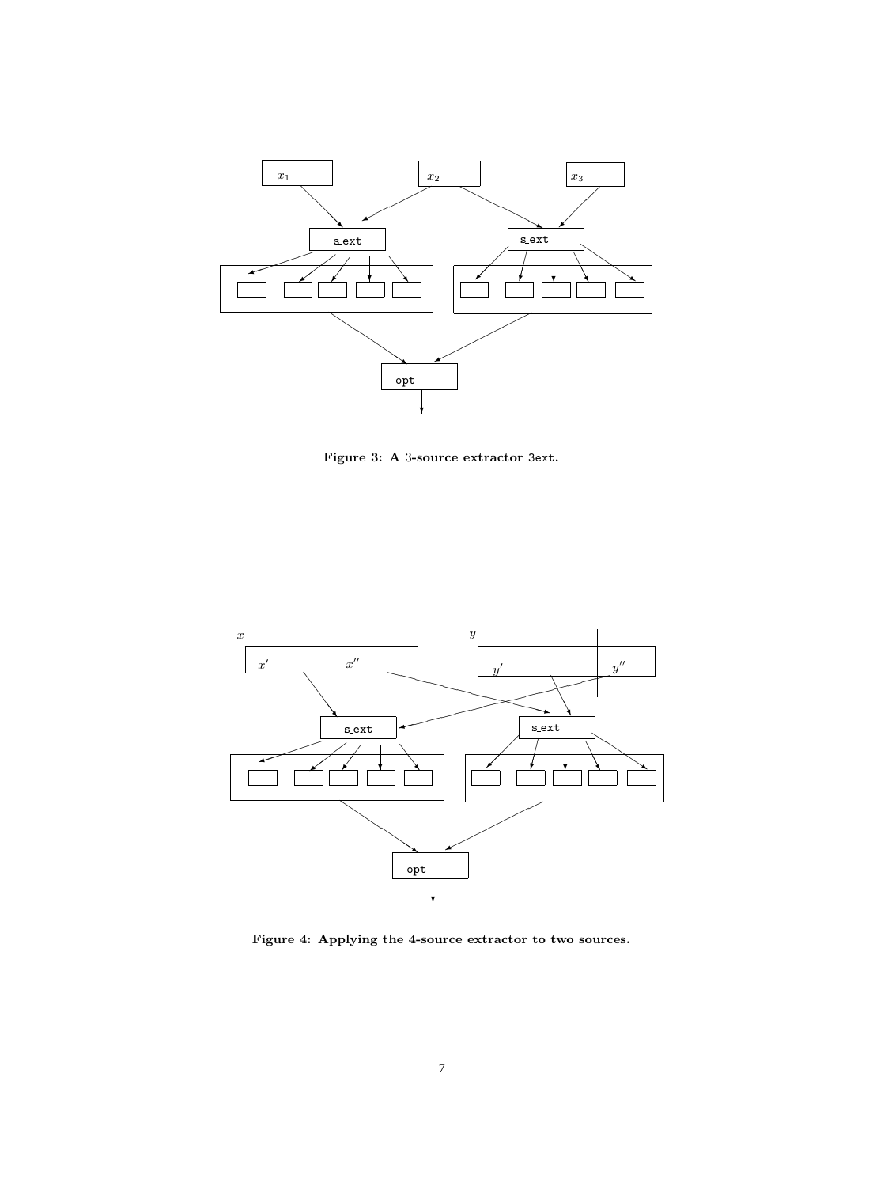**Figure 3: A 3-source extractor 3ext.**

**Figure 4: Applying the 4-source extractor to two sources.**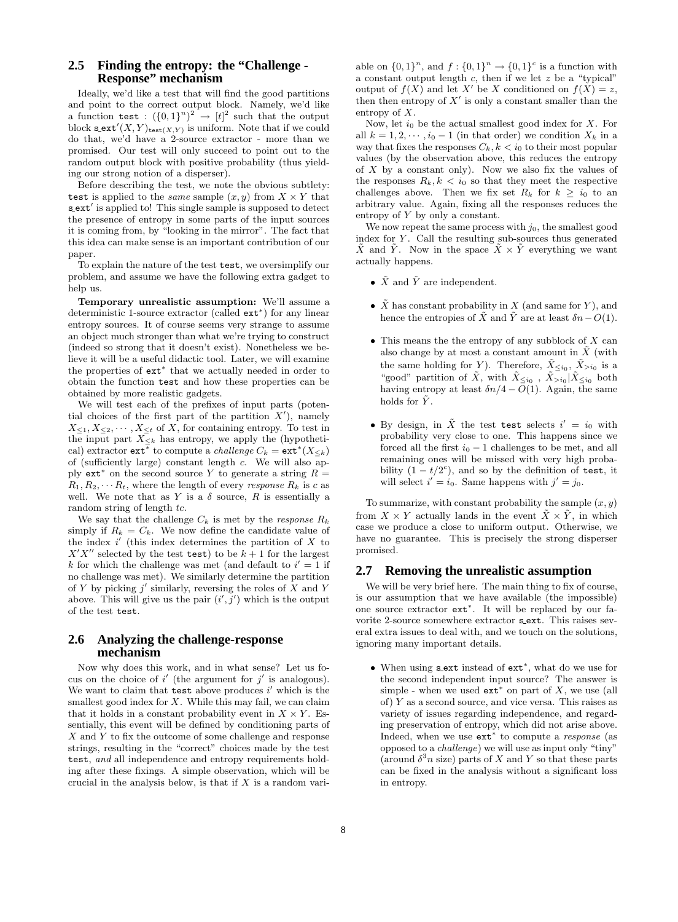## 2.5 Finding the entropy: the "Challenge - Response" mechanism

Ideally, we'd like a test that will find the good partitions and point to the correct output block. Namely, we'd like a function $\texttt{test} : (\{0,1\}^n)^2 \to [t]^2$ such that the output block $\texttt{s\_ext}'(X,Y)_{\texttt{test}(X,Y)}$ is uniform. Note that if we could do that, we'd have a 2-source extractor - more than we promised. Our test will only succeed to point out to the random output block with positive probability (thus yielding our strong notion of a disperser).

Before describing the test, we note the obvious subtlety: test is applied to the *same* sample $(x,y)$ from $X \times Y$ that s_ext$'$ is applied to! This single sample is supposed to detect the presence of entropy in some parts of the input sources it is coming from, by "looking in the mirror". The fact that this idea can make sense is an important contribution of our paper.

To explain the nature of the test test, we oversimplify our problem, and assume we have the following extra gadget to help us.

**Temporary unrealistic assumption:** We'll assume a deterministic 1-source extractor (called $\texttt{ext}^*$) for any linear entropy sources. It of course seems very strange to assume an object much stronger than what we're trying to construct (indeed so strong that it doesn't exist). Nonetheless we believe it will be a useful didactic tool. Later, we will examine the properties of $\texttt{ext}^*$ that we actually needed in order to obtain the function test and how these properties can be obtained by more realistic gadgets.

We will test each of the prefixes of input parts (potential choices of the first part of the partition $X'$), namely $X_{\le 1}, X_{\le 2}, \cdots, X_{\le t}$ of $X$, for containing entropy. To test in the input part $X_{\le k}$ has entropy, we apply the (hypothetical) extractor $\texttt{ext}^*$ to compute a *challenge* $C_k = \texttt{ext}^*(X_{\le k})$ of (sufficiently large) constant length $c$. We will also apply $\texttt{ext}^*$ on the second source $Y$ to generate a string $R = R_1, R_2, \cdots R_t$, where the length of every *response* $R_k$ is $c$ as well. We note that as $Y$ is a $\delta$ source, $R$ is essentially a random string of length $tc$.

We say that the challenge $C_k$ is met by the *response* $R_k$ simply if $R_k = C_k$. We now define the candidate value of the index $i'$ (this index determines the partition of $X$ to $X'X''$ selected by the test test) to be $k+1$ for the largest $k$ for which the challenge was met (and default to $i' = 1$ if no challenge was met). We similarly determine the partition of $Y$ by picking $j'$ similarly, reversing the roles of $X$ and $Y$ above. This will give us the pair $(i', j')$ which is the output of the test test.

## 2.6 Analyzing the challenge-response mechanism

Now why does this work, and in what sense? Let us focus on the choice of $i'$ (the argument for $j'$ is analogous). We want to claim that test above produces $i'$ which is the smallest good index for $X$. While this may fail, we can claim that it holds in a constant probability event in $X \times Y$. Essentially, this event will be defined by conditioning parts of $X$ and $Y$ to fix the outcome of some challenge and response strings, resulting in the "correct" choices made by the test test, *and* all independence and entropy requirements holding after these fixings. A simple observation, which will be crucial in the analysis below, is that if $X$ is a random variable on $\{0,1\}^n$, and $f : \{0,1\}^n \to \{0,1\}^c$ is a function with a constant output length $c$, then if we let $z$ be a "typical" output of $f(X)$ and let $X'$ be $X$ conditioned on $f(X) = z$, then then entropy of $X'$ is only a constant smaller than the entropy of $X$.

Now, let $i_0$ be the actual smallest good index for $X$. For all $k = 1, 2, \cdots, i_0 - 1$ (in that order) we condition $X_k$ in a way that fixes the responses $C_k, k < i_0$ to their most popular values (by the observation above, this reduces the entropy of $X$ by a constant only). Now we also fix the values of the responses $R_k, k < i_0$ so that they meet the respective challenges above. Then we fix set $R_k$ for $k \ge i_0$ to an arbitrary value. Again, fixing all the responses reduces the entropy of $Y$ by only a constant.

We now repeat the same process with $j_0$, the smallest good index for $Y$. Call the resulting sub-sources thus generated $\tilde{X}$ and $\tilde{Y}$. Now in the space $\tilde{X} \times \tilde{Y}$ everything we want actually happens.

- $\tilde{X}$ and $\tilde{Y}$ are independent.
- $\tilde{X}$ has constant probability in $X$ (and same for $Y$), and hence the entropies of $\tilde{X}$ and $\tilde{Y}$ are at least $\delta n - O(1)$.
- This means the the entropy of any subblock of $X$ can also change by at most a constant amount in $\tilde{X}$ (with the same holding for $Y$). Therefore, $\tilde{X}_{\le i_0}$, $\tilde{X}_{>i_0}$ is a "good" partition of $\tilde{X}$, with $\tilde{X}_{\le i_0}$ , $\tilde{X}_{>i_0} | \tilde{X}_{\le i_0}$ both having entropy at least $\delta n/4 - O(1)$. Again, the same holds for $\tilde{Y}$.
- By design, in $\tilde{X}$ the test test selects $i' = i_0$ with probability very close to one. This happens since we forced all the first $i_0 - 1$ challenges to be met, and all remaining ones will be missed with very high probability $(1 - t/2^c)$, and so by the definition of test, it will select $i' = i_0$. Same happens with $j' = j_0$.

To summarize, with constant probability the sample $(x,y)$ from $X \times Y$ actually lands in the event $\tilde{X} \times \tilde{Y}$, in which case we produce a close to uniform output. Otherwise, we have no guarantee. This is precisely the strong disperser promised.

## 2.7 Removing the unrealistic assumption

We will be very brief here. The main thing to fix of course, is our assumption that we have available (the impossible) one source extractor $\texttt{ext}^*$. It will be replaced by our favorite 2-source somewhere extractor s_ext. This raises several extra issues to deal with, and we touch on the solutions, ignoring many important details.

- When using s_ext instead of $\texttt{ext}^*$, what do we use for the second independent input source? The answer is simple - when we used $\texttt{ext}^*$ on part of $X$, we use (all of) $Y$ as a second source, and vice versa. This raises as variety of issues regarding independence, and regarding preservation of entropy, which did not arise above. Indeed, when we use $\texttt{ext}^*$ to compute a *response* (as opposed to a *challenge*) we will use as input only "tiny" (around $\delta^3 n$ size) parts of $X$ and $Y$ so that these parts can be fixed in the analysis without a significant loss in entropy.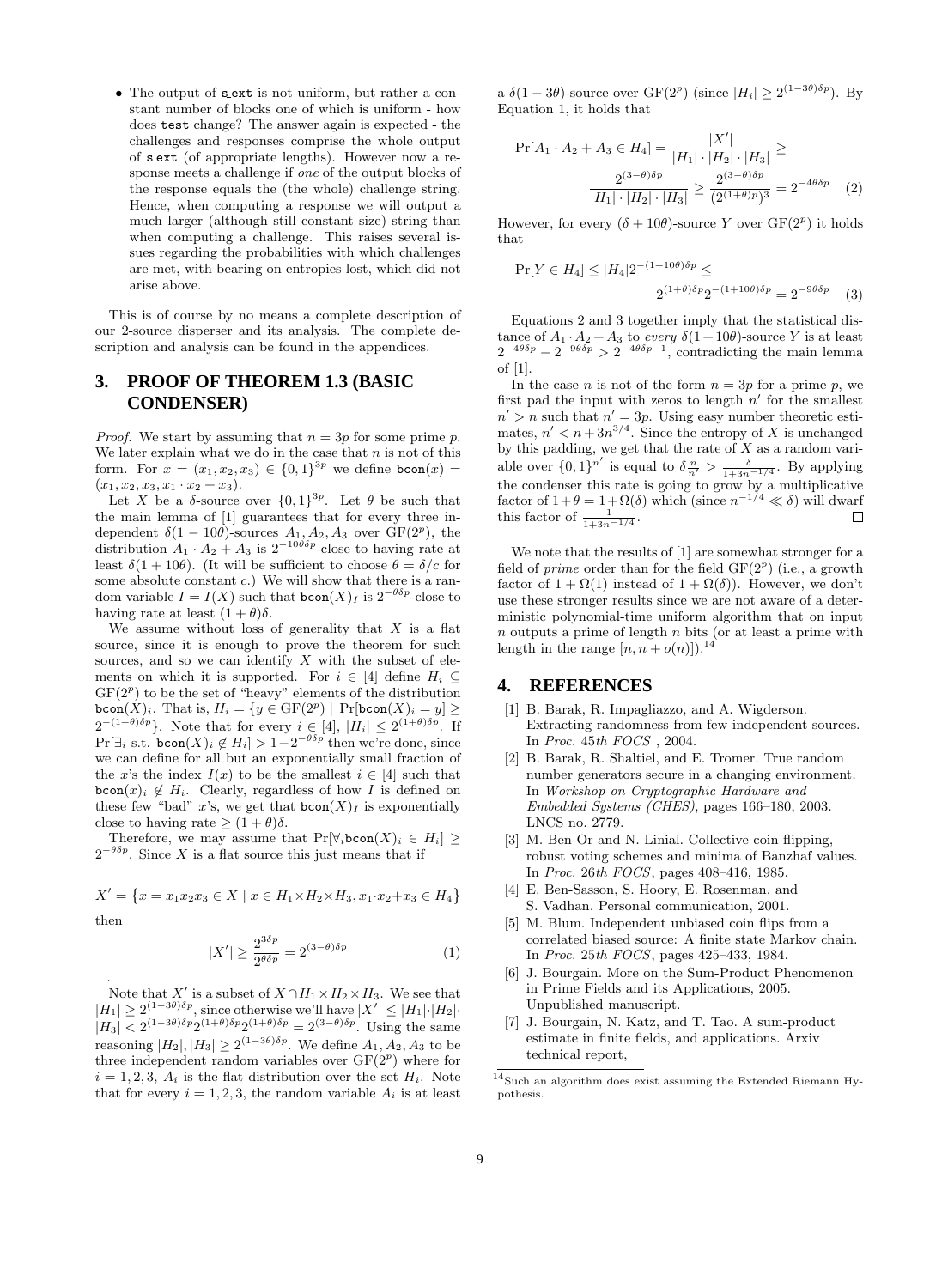- The output of s_ext is not uniform, but rather a constant number of blocks one of which is uniform - how does test change? The answer again is expected - the challenges and responses comprise the whole output of s_ext (of appropriate lengths). However now a response meets a challenge if *one* of the output blocks of the response equals the (the whole) challenge string. Hence, when computing a response we will output a much larger (although still constant size) string than when computing a challenge. This raises several issues regarding the probabilities with which challenges are met, with bearing on entropies lost, which did not arise above.

This is of course by no means a complete description of our 2-source disperser and its analysis. The complete description and analysis can be found in the appendices.

## 3. PROOF OF THEOREM 1.3 (BASIC CONDENSER)

*Proof.* We start by assuming that $n = 3p$ for some prime $p$. We later explain what we do in the case that $n$ is not of this form. For $x = (x_1, x_2, x_3) \in \{0,1\}^{3p}$ we define $\texttt{bcon}(x) = (x_1, x_2, x_3, x_1 \cdot x_2 + x_3)$.

Let $X$ be a $\delta$-source over $\{0,1\}^{3p}$. Let $\theta$ be such that the main lemma of [1] guarantees that for every three independent $\delta(1-10\theta)$-sources $A_1, A_2, A_3$ over $\mathrm{GF}(2^p)$, the distribution $A_1 \cdot A_2 + A_3$ is $2^{-10\theta\delta p}$-close to having rate at least $\delta(1+10\theta)$. (It will be sufficient to choose $\theta = \delta/c$ for some absolute constant $c$.) We will show that there is a random variable $I = I(X)$ such that $\texttt{bcon}(X)_I$ is $2^{-\theta\delta p}$-close to having rate at least $(1+\theta)\delta$.

We assume without loss of generality that $X$ is a flat source, since it is enough to prove the theorem for such sources, and so we can identify $X$ with the subset of elements on which it is supported. For $i \in [4]$ define $H_i \subseteq \mathrm{GF}(2^p)$ to be the set of "heavy" elements of the distribution $\texttt{bcon}(X)_i$. That is, $H_i = \{y \in \mathrm{GF}(2^p) \mid \Pr[\texttt{bcon}(X)_i = y] \geq 2^{-(1+\theta)\delta p}\}$. Note that for every $i \in [4]$, $|H_i| \leq 2^{(1+\theta)\delta p}$. If $\Pr[\exists_i \text{ s.t. } \texttt{bcon}(X)_i \notin H_i] > 1 - 2^{-\theta\delta p}$ then we're done, since we can define for all but an exponentially small fraction of the $x$'s the index $I(x)$ to be the smallest $i \in [4]$ such that $\texttt{bcon}(x)_i \notin H_i$. Clearly, regardless of how $I$ is defined on these few "bad" $x$'s, we get that $\texttt{bcon}(X)_I$ is exponentially close to having rate $\geq (1+\theta)\delta$.

Therefore, we may assume that $\Pr[\forall_i \texttt{bcon}(X)_i \in H_i] \geq 2^{-\theta\delta p}$. Since $X$ is a flat source this just means that if

$$X' = \{x = x_1 x_2 x_3 \in X \mid x \in H_1 \times H_2 \times H_3, x_1 \cdot x_2 + x_3 \in H_4\}$$

then

$$|X'| \geq \frac{2^{3\delta p}}{2^{\theta\delta p}} = 2^{(3-\theta)\delta p} \qquad (1)$$

.

Note that $X'$ is a subset of $X \cap H_1 \times H_2 \times H_3$. We see that $|H_1| \geq 2^{(1-3\theta)\delta p}$, since otherwise we'll have $|X'| \leq |H_1| \cdot |H_2| \cdot |H_3| < 2^{(1-3\theta)\delta p} 2^{(1+\theta)\delta p} 2^{(1+\theta)\delta p} = 2^{(3-\theta)\delta p}$. Using the same reasoning $|H_2|, |H_3| \geq 2^{(1-3\theta)\delta p}$. We define $A_1, A_2, A_3$ to be three independent random variables over $\mathrm{GF}(2^p)$ where for $i = 1,2,3$, $A_i$ is the flat distribution over the set $H_i$. Note that for every $i = 1,2,3$, the random variable $A_i$ is at least a $\delta(1-3\theta)$-source over $\mathrm{GF}(2^p)$ (since $|H_i| \geq 2^{(1-3\theta)\delta p}$). By Equation 1, it holds that

$$\Pr[A_1 \cdot A_2 + A_3 \in H_4] = \frac{|X'|}{|H_1| \cdot |H_2| \cdot |H_3|} \geq \frac{2^{(3-\theta)\delta p}}{|H_1| \cdot |H_2| \cdot |H_3|} \geq \frac{2^{(3-\theta)\delta p}}{(2^{(1+\theta)p})^3} = 2^{-4\theta\delta p} \qquad (2)$$

However, for every $(\delta + 10\theta)$-source $Y$ over $\mathrm{GF}(2^p)$ it holds that

$$\Pr[Y \in H_4] \leq |H_4| 2^{-(1+10\theta)\delta p} \leq 2^{(1+\theta)\delta p} 2^{-(1+10\theta)\delta p} = 2^{-9\theta\delta p} \qquad (3)$$

Equations 2 and 3 together imply that the statistical distance of $A_1 \cdot A_2 + A_3$ to *every* $\delta(1+10\theta)$-source $Y$ is at least $2^{-4\theta\delta p} - 2^{-9\theta\delta p} > 2^{-4\theta\delta p - 1}$, contradicting the main lemma of [1].

In the case $n$ is not of the form $n = 3p$ for a prime $p$, we first pad the input with zeros to length $n'$ for the smallest $n' > n$ such that $n' = 3p$. Using easy number theoretic estimates, $n' < n + 3n^{3/4}$. Since the entropy of $X$ is unchanged by this padding, we get that the rate of $X$ as a random variable over $\{0,1\}^{n'}$ is equal to $\delta\frac{n}{n'} > \frac{\delta}{1+3n^{-1/4}}$. By applying the condenser this rate is going to grow by a multiplicative factor of $1+\theta = 1+\Omega(\delta)$ which (since $n^{-1/4} \ll \delta$) will dwarf this factor of $\frac{1}{1+3n^{-1/4}}$. □

We note that the results of [1] are somewhat stronger for a field of *prime* order than for the field $\mathrm{GF}(2^p)$ (i.e., a growth factor of $1+\Omega(1)$ instead of $1+\Omega(\delta)$). However, we don't use these stronger results since we are not aware of a deterministic polynomial-time uniform algorithm that on input $n$ outputs a prime of length $n$ bits (or at least a prime with length in the range $[n, n+o(n)]$).[14]

## 4. REFERENCES

[1] B. Barak, R. Impagliazzo, and A. Wigderson. Extracting randomness from few independent sources. In *Proc. 45th FOCS* , 2004.

[2] B. Barak, R. Shaltiel, and E. Tromer. True random number generators secure in a changing environment. In *Workshop on Cryptographic Hardware and Embedded Systems (CHES)*, pages 166–180, 2003. LNCS no. 2779.

[3] M. Ben-Or and N. Linial. Collective coin flipping, robust voting schemes and minima of Banzhaf values. In *Proc. 26th FOCS*, pages 408–416, 1985.

[4] E. Ben-Sasson, S. Hoory, E. Rosenman, and S. Vadhan. Personal communication, 2001.

[5] M. Blum. Independent unbiased coin flips from a correlated biased source: A finite state Markov chain. In *Proc. 25th FOCS*, pages 425–433, 1984.

[6] J. Bourgain. More on the Sum-Product Phenomenon in Prime Fields and its Applications, 2005. Unpublished manuscript.

[7] J. Bourgain, N. Katz, and T. Tao. A sum-product estimate in finite fields, and applications. Arxiv technical report,

[14] Such an algorithm does exist assuming the Extended Riemann Hypothesis.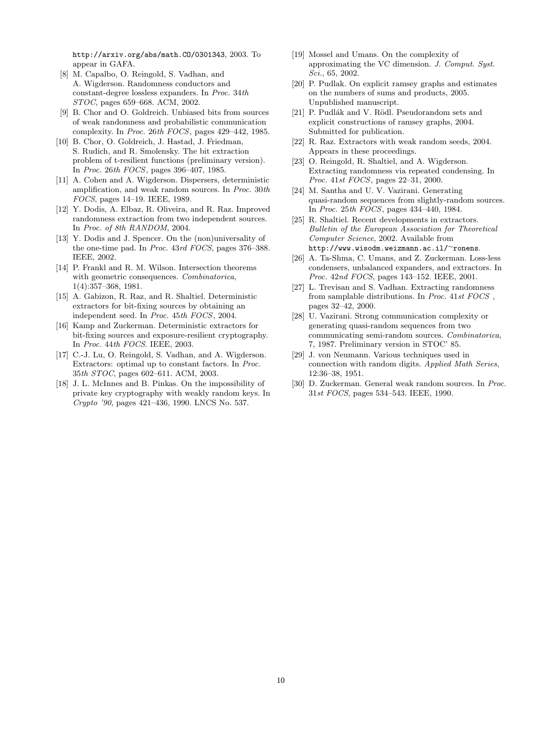http://arxiv.org/abs/math.CO/0301343, 2003. To appear in GAFA.

[8] M. Capalbo, O. Reingold, S. Vadhan, and A. Wigderson. Randomness conductors and constant-degree lossless expanders. In *Proc. 34th STOC*, pages 659–668. ACM, 2002.

[9] B. Chor and O. Goldreich. Unbiased bits from sources of weak randomness and probabilistic communication complexity. In *Proc. 26th FOCS*, pages 429–442, 1985.

[10] B. Chor, O. Goldreich, J. Hastad, J. Friedman, S. Rudich, and R. Smolensky. The bit extraction problem of t-resilient functions (preliminary version). In *Proc. 26th FOCS*, pages 396–407, 1985.

[11] A. Cohen and A. Wigderson. Dispersers, deterministic amplification, and weak random sources. In *Proc. 30th FOCS*, pages 14–19. IEEE, 1989.

[12] Y. Dodis, A. Elbaz, R. Oliveira, and R. Raz. Improved randomness extraction from two independent sources. In *Proc. of 8th RANDOM*, 2004.

[13] Y. Dodis and J. Spencer. On the (non)universality of the one-time pad. In *Proc. 43rd FOCS*, pages 376–388. IEEE, 2002.

[14] P. Frankl and R. M. Wilson. Intersection theorems with geometric consequences. *Combinatorica*, 1(4):357–368, 1981.

[15] A. Gabizon, R. Raz, and R. Shaltiel. Deterministic extractors for bit-fixing sources by obtaining an independent seed. In *Proc. 45th FOCS*, 2004.

[16] Kamp and Zuckerman. Deterministic extractors for bit-fixing sources and exposure-resilient cryptography. In *Proc. 44th FOCS*. IEEE, 2003.

[17] C.-J. Lu, O. Reingold, S. Vadhan, and A. Wigderson. Extractors: optimal up to constant factors. In *Proc. 35th STOC*, pages 602–611. ACM, 2003.

[18] J. L. McInnes and B. Pinkas. On the impossibility of private key cryptography with weakly random keys. In *Crypto '90*, pages 421–436, 1990. LNCS No. 537.

[19] Mossel and Umans. On the complexity of approximating the VC dimension. *J. Comput. Syst. Sci.*, 65, 2002.

[20] P. Pudlak. On explicit ramsey graphs and estimates on the numbers of sums and products, 2005. Unpublished manuscript.

[21] P. Pudlák and V. Rödl. Pseudorandom sets and explicit constructions of ramsey graphs, 2004. Submitted for publication.

[22] R. Raz. Extractors with weak random seeds, 2004. Appears in these proceedings.

[23] O. Reingold, R. Shaltiel, and A. Wigderson. Extracting randomness via repeated condensing. In *Proc. 41st FOCS*, pages 22–31, 2000.

[24] M. Santha and U. V. Vazirani. Generating quasi-random sequences from slightly-random sources. In *Proc. 25th FOCS*, pages 434–440, 1984.

[25] R. Shaltiel. Recent developments in extractors. *Bulletin of the European Association for Theoretical Computer Science*, 2002. Available from http://www.wisodm.weizmann.ac.il/~ronens.

[26] A. Ta-Shma, C. Umans, and Z. Zuckerman. Loss-less condensers, unbalanced expanders, and extractors. In *Proc. 42nd FOCS*, pages 143–152. IEEE, 2001.

[27] L. Trevisan and S. Vadhan. Extracting randomness from samplable distributions. In *Proc. 41st FOCS*, pages 32–42, 2000.

[28] U. Vazirani. Strong communication complexity or generating quasi-random sequences from two communicating semi-random sources. *Combinatorica*, 7, 1987. Preliminary version in STOC' 85.

[29] J. von Neumann. Various techniques used in connection with random digits. *Applied Math Series*, 12:36–38, 1951.

[30] D. Zuckerman. General weak random sources. In *Proc. 31st FOCS*, pages 534–543. IEEE, 1990.